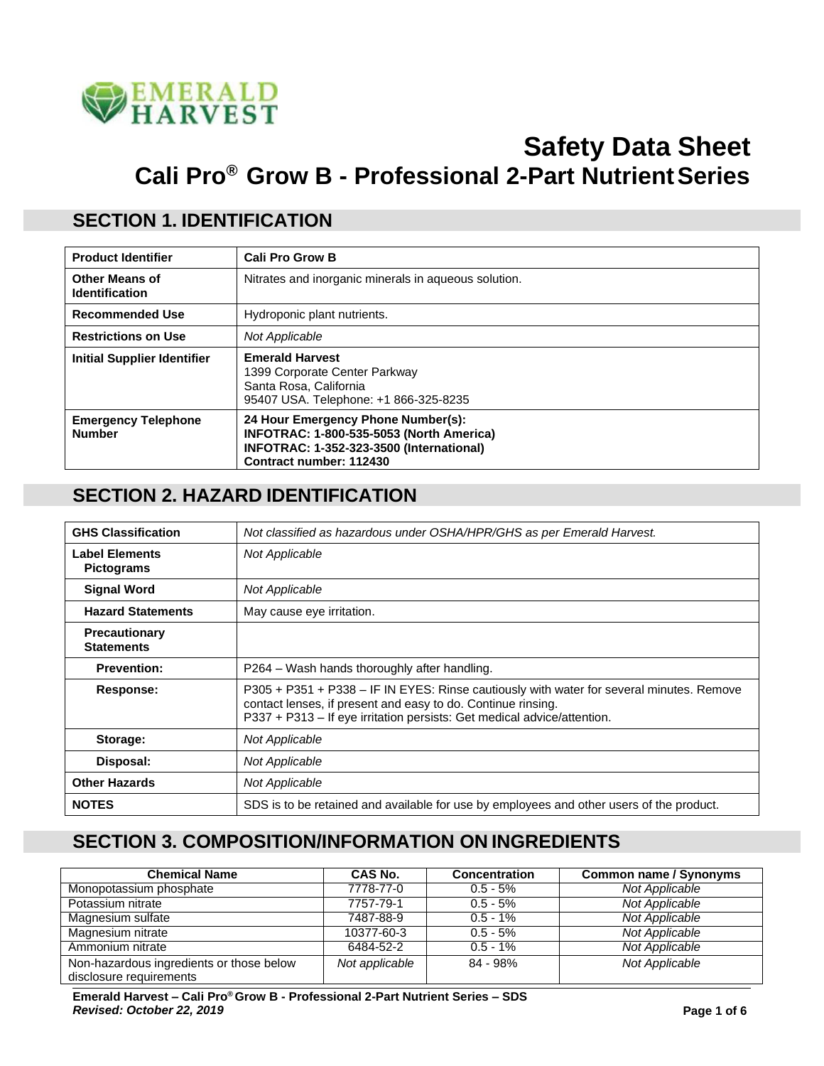# Safety Data Sheet

# Cali Pro® Grow B - Professional 2-Part Nutrient Series

## SECTION 1. IDENTIFICATION

| | |
|---|---|
| **Product Identifier** | **Cali Pro Grow B** |
| **Other Means of Identification** | Nitrates and inorganic minerals in aqueous solution. |
| **Recommended Use** | Hydroponic plant nutrients. |
| **Restrictions on Use** | *Not Applicable* |
| **Initial Supplier Identifier** | **Emerald Harvest**<br>1399 Corporate Center Parkway<br>Santa Rosa, California<br>95407 USA. Telephone: +1 866-325-8235 |
| **Emergency Telephone Number** | **24 Hour Emergency Phone Number(s):**<br>**INFOTRAC: 1-800-535-5053 (North America)**<br>**INFOTRAC: 1-352-323-3500 (International)**<br>**Contract number: 112430** |

## SECTION 2. HAZARD IDENTIFICATION

| | |
|---|---|
| **GHS Classification** | *Not classified as hazardous under OSHA/HPR/GHS as per Emerald Harvest.* |
| **Label Elements Pictograms** | *Not Applicable* |
| **Signal Word** | *Not Applicable* |
| **Hazard Statements** | May cause eye irritation. |
| **Precautionary Statements** | |
| **Prevention:** | P264 – Wash hands thoroughly after handling. |
| **Response:** | P305 + P351 + P338 – IF IN EYES: Rinse cautiously with water for several minutes. Remove contact lenses, if present and easy to do. Continue rinsing.<br>P337 + P313 – If eye irritation persists: Get medical advice/attention. |
| **Storage:** | *Not Applicable* |
| **Disposal:** | *Not Applicable* |
| **Other Hazards** | *Not Applicable* |
| **NOTES** | SDS is to be retained and available for use by employees and other users of the product. |

## SECTION 3. COMPOSITION/INFORMATION ON INGREDIENTS

| Chemical Name | CAS No. | Concentration | Common name / Synonyms |
|---|---|---|---|
| Monopotassium phosphate | 7778-77-0 | 0.5 - 5% | *Not Applicable* |
| Potassium nitrate | 7757-79-1 | 0.5 - 5% | *Not Applicable* |
| Magnesium sulfate | 7487-88-9 | 0.5 - 1% | *Not Applicable* |
| Magnesium nitrate | 10377-60-3 | 0.5 - 5% | *Not Applicable* |
| Ammonium nitrate | 6484-52-2 | 0.5 - 1% | *Not Applicable* |
| Non-hazardous ingredients or those below disclosure requirements | *Not applicable* | 84 - 98% | *Not Applicable* |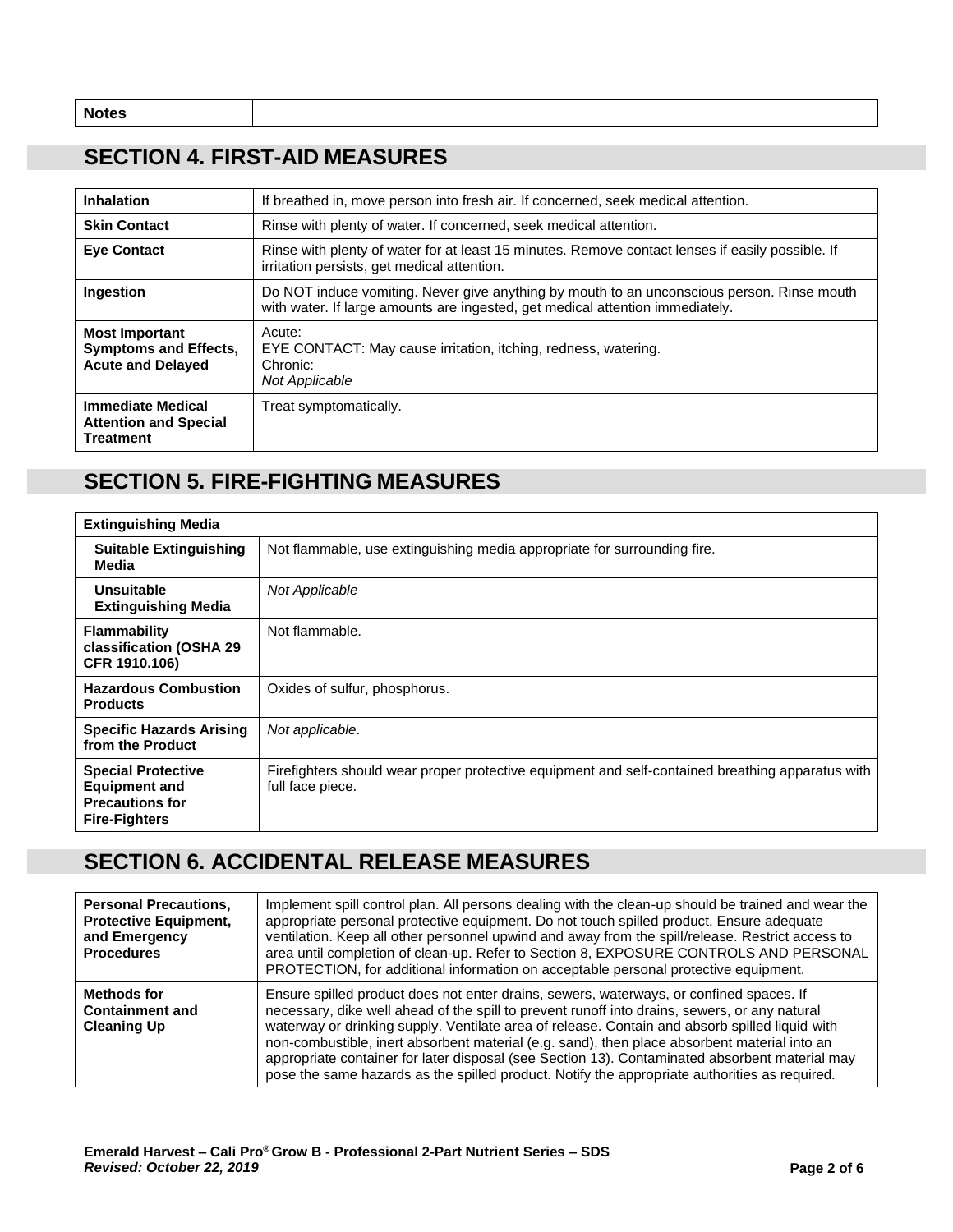| | |
|---|---|
| **Notes** | |

## SECTION 4. FIRST-AID MEASURES

| | |
|---|---|
| **Inhalation** | If breathed in, move person into fresh air. If concerned, seek medical attention. |
| **Skin Contact** | Rinse with plenty of water. If concerned, seek medical attention. |
| **Eye Contact** | Rinse with plenty of water for at least 15 minutes. Remove contact lenses if easily possible. If irritation persists, get medical attention. |
| **Ingestion** | Do NOT induce vomiting. Never give anything by mouth to an unconscious person. Rinse mouth with water. If large amounts are ingested, get medical attention immediately. |
| **Most Important Symptoms and Effects, Acute and Delayed** | Acute:<br>EYE CONTACT: May cause irritation, itching, redness, watering.<br>Chronic:<br>*Not Applicable* |
| **Immediate Medical Attention and Special Treatment** | Treat symptomatically. |

## SECTION 5. FIRE-FIGHTING MEASURES

| | |
|---|---|
| **Extinguishing Media** | |
| **Suitable Extinguishing Media** | Not flammable, use extinguishing media appropriate for surrounding fire. |
| **Unsuitable Extinguishing Media** | *Not Applicable* |
| **Flammability classification (OSHA 29 CFR 1910.106)** | Not flammable. |
| **Hazardous Combustion Products** | Oxides of sulfur, phosphorus. |
| **Specific Hazards Arising from the Product** | *Not applicable*. |
| **Special Protective Equipment and Precautions for Fire-Fighters** | Firefighters should wear proper protective equipment and self-contained breathing apparatus with full face piece. |

## SECTION 6. ACCIDENTAL RELEASE MEASURES

| | |
|---|---|
| **Personal Precautions, Protective Equipment, and Emergency Procedures** | Implement spill control plan. All persons dealing with the clean-up should be trained and wear the appropriate personal protective equipment. Do not touch spilled product. Ensure adequate ventilation. Keep all other personnel upwind and away from the spill/release. Restrict access to area until completion of clean-up. Refer to Section 8, EXPOSURE CONTROLS AND PERSONAL PROTECTION, for additional information on acceptable personal protective equipment. |
| **Methods for Containment and Cleaning Up** | Ensure spilled product does not enter drains, sewers, waterways, or confined spaces. If necessary, dike well ahead of the spill to prevent runoff into drains, sewers, or any natural waterway or drinking supply. Ventilate area of release. Contain and absorb spilled liquid with non-combustible, inert absorbent material (e.g. sand), then place absorbent material into an appropriate container for later disposal (see Section 13). Contaminated absorbent material may pose the same hazards as the spilled product. Notify the appropriate authorities as required. |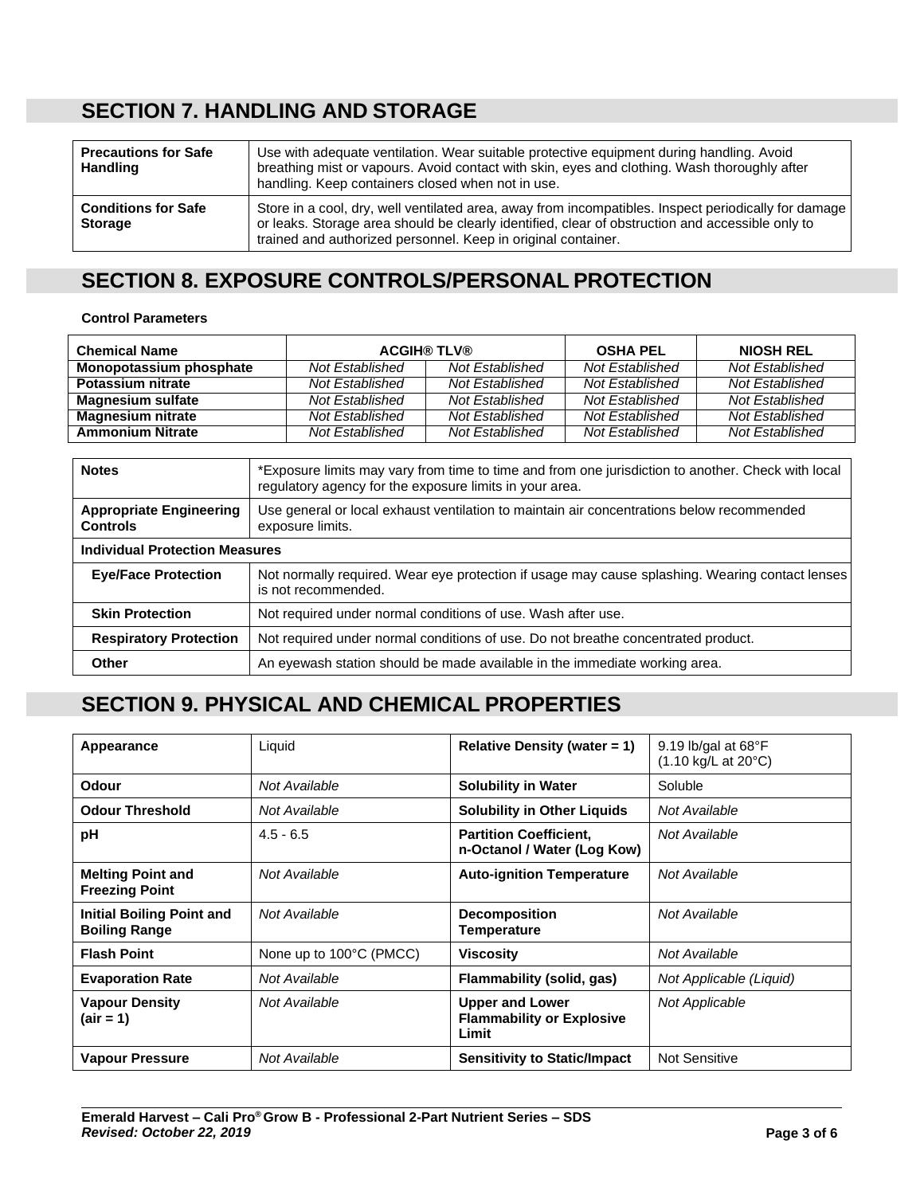## SECTION 7. HANDLING AND STORAGE

| | |
|---|---|
| **Precautions for Safe Handling** | Use with adequate ventilation. Wear suitable protective equipment during handling. Avoid breathing mist or vapours. Avoid contact with skin, eyes and clothing. Wash thoroughly after handling. Keep containers closed when not in use. |
| **Conditions for Safe Storage** | Store in a cool, dry, well ventilated area, away from incompatibles. Inspect periodically for damage or leaks. Storage area should be clearly identified, clear of obstruction and accessible only to trained and authorized personnel. Keep in original container. |

## SECTION 8. EXPOSURE CONTROLS/PERSONAL PROTECTION

**Control Parameters**

| Chemical Name | ACGIH® TLV® | | OSHA PEL | NIOSH REL |
|---|---|---|---|---|
| **Monopotassium phosphate** | *Not Established* | *Not Established* | *Not Established* | *Not Established* |
| **Potassium nitrate** | *Not Established* | *Not Established* | *Not Established* | *Not Established* |
| **Magnesium sulfate** | *Not Established* | *Not Established* | *Not Established* | *Not Established* |
| **Magnesium nitrate** | *Not Established* | *Not Established* | *Not Established* | *Not Established* |
| **Ammonium Nitrate** | *Not Established* | *Not Established* | *Not Established* | *Not Established* |

| | |
|---|---|
| **Notes** | *Exposure limits may vary from time to time and from one jurisdiction to another. Check with local regulatory agency for the exposure limits in your area. |
| **Appropriate Engineering Controls** | Use general or local exhaust ventilation to maintain air concentrations below recommended exposure limits. |
| **Individual Protection Measures** | |
| **Eye/Face Protection** | Not normally required. Wear eye protection if usage may cause splashing. Wearing contact lenses is not recommended. |
| **Skin Protection** | Not required under normal conditions of use. Wash after use. |
| **Respiratory Protection** | Not required under normal conditions of use. Do not breathe concentrated product. |
| **Other** | An eyewash station should be made available in the immediate working area. |

## SECTION 9. PHYSICAL AND CHEMICAL PROPERTIES

| | | | |
|---|---|---|---|
| **Appearance** | Liquid | **Relative Density (water = 1)** | 9.19 lb/gal at 68°F (1.10 kg/L at 20°C) |
| **Odour** | *Not Available* | **Solubility in Water** | Soluble |
| **Odour Threshold** | *Not Available* | **Solubility in Other Liquids** | *Not Available* |
| **pH** | 4.5 - 6.5 | **Partition Coefficient, n-Octanol / Water (Log Kow)** | *Not Available* |
| **Melting Point and Freezing Point** | *Not Available* | **Auto-ignition Temperature** | *Not Available* |
| **Initial Boiling Point and Boiling Range** | *Not Available* | **Decomposition Temperature** | *Not Available* |
| **Flash Point** | None up to 100°C (PMCC) | **Viscosity** | *Not Available* |
| **Evaporation Rate** | *Not Available* | **Flammability (solid, gas)** | *Not Applicable (Liquid)* |
| **Vapour Density (air = 1)** | *Not Available* | **Upper and Lower Flammability or Explosive Limit** | *Not Applicable* |
| **Vapour Pressure** | *Not Available* | **Sensitivity to Static/Impact** | Not Sensitive |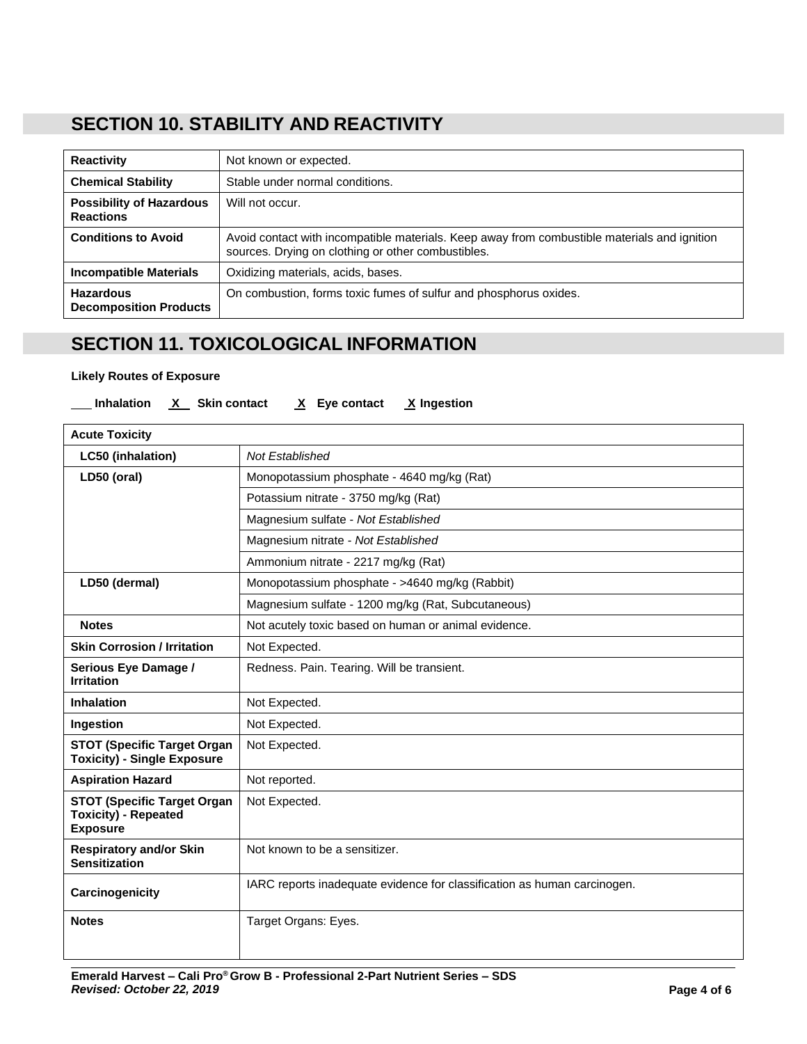## SECTION 10. STABILITY AND REACTIVITY

| | |
|---|---|
| **Reactivity** | Not known or expected. |
| **Chemical Stability** | Stable under normal conditions. |
| **Possibility of Hazardous Reactions** | Will not occur. |
| **Conditions to Avoid** | Avoid contact with incompatible materials. Keep away from combustible materials and ignition sources. Drying on clothing or other combustibles. |
| **Incompatible Materials** | Oxidizing materials, acids, bases. |
| **Hazardous Decomposition Products** | On combustion, forms toxic fumes of sulfur and phosphorus oxides. |

## SECTION 11. TOXICOLOGICAL INFORMATION

**Likely Routes of Exposure**

___ **Inhalation** _X_ **Skin contact** _X_ **Eye contact** _X_ **Ingestion**

| **Acute Toxicity** | |
|---|---|
| **LC50 (inhalation)** | *Not Established* |
| **LD50 (oral)** | Monopotassium phosphate - 4640 mg/kg (Rat) |
| | Potassium nitrate - 3750 mg/kg (Rat) |
| | Magnesium sulfate - *Not Established* |
| | Magnesium nitrate - *Not Established* |
| | Ammonium nitrate - 2217 mg/kg (Rat) |
| **LD50 (dermal)** | Monopotassium phosphate - >4640 mg/kg (Rabbit) |
| | Magnesium sulfate - 1200 mg/kg (Rat, Subcutaneous) |
| **Notes** | Not acutely toxic based on human or animal evidence. |
| **Skin Corrosion / Irritation** | Not Expected. |
| **Serious Eye Damage / Irritation** | Redness. Pain. Tearing. Will be transient. |
| **Inhalation** | Not Expected. |
| **Ingestion** | Not Expected. |
| **STOT (Specific Target Organ Toxicity) - Single Exposure** | Not Expected. |
| **Aspiration Hazard** | Not reported. |
| **STOT (Specific Target Organ Toxicity) - Repeated Exposure** | Not Expected. |
| **Respiratory and/or Skin Sensitization** | Not known to be a sensitizer. |
| **Carcinogenicity** | IARC reports inadequate evidence for classification as human carcinogen. |
| **Notes** | Target Organs: Eyes. |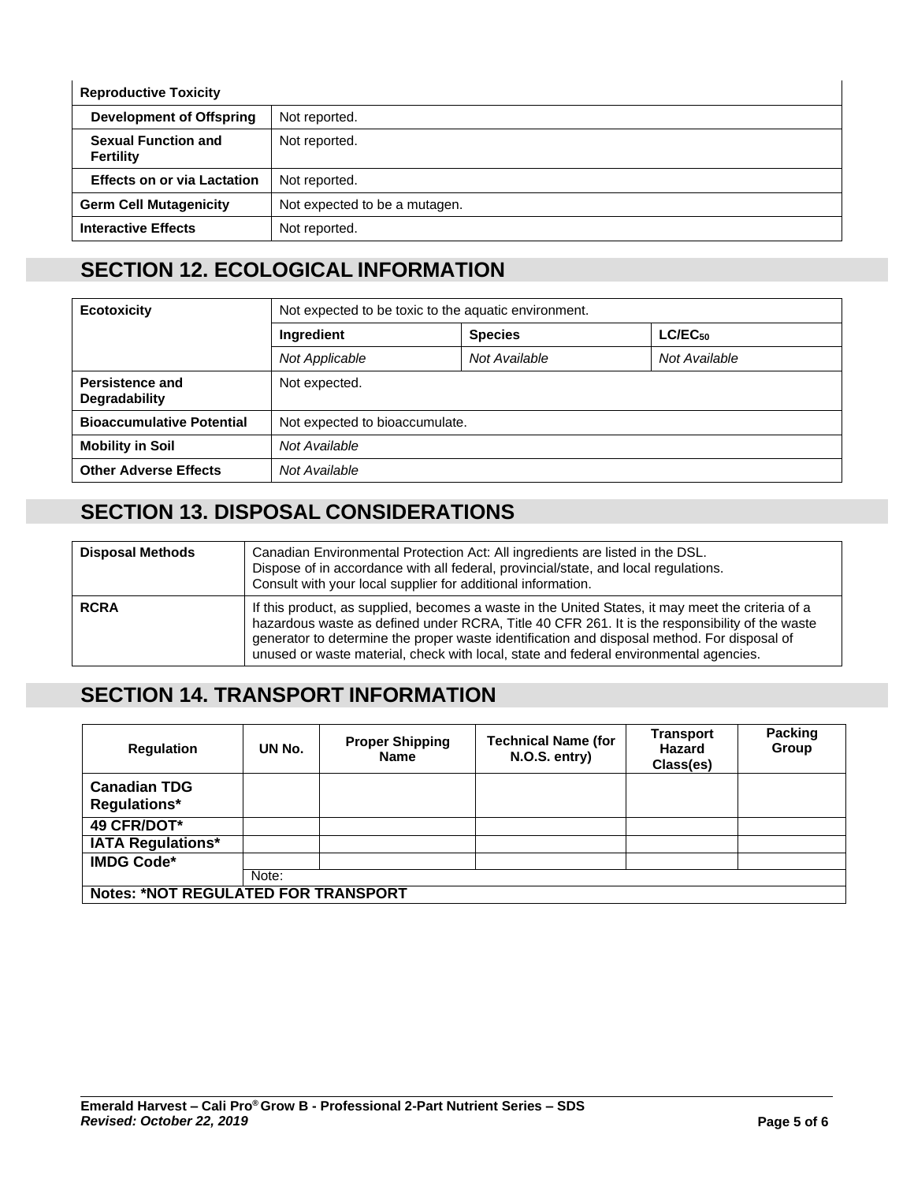| Reproductive Toxicity | |
|---|---|
| Development of Offspring | Not reported. |
| Sexual Function and Fertility | Not reported. |
| Effects on or via Lactation | Not reported. |
| Germ Cell Mutagenicity | Not expected to be a mutagen. |
| Interactive Effects | Not reported. |

## SECTION 12. ECOLOGICAL INFORMATION

| Ecotoxicity | Not expected to be toxic to the aquatic environment. | | |
|---|---|---|---|
| | **Ingredient** | **Species** | **$LC/EC_{50}$** |
| | *Not Applicable* | *Not Available* | *Not Available* |
| **Persistence and Degradability** | Not expected. | | |
| **Bioaccumulative Potential** | Not expected to bioaccumulate. | | |
| **Mobility in Soil** | *Not Available* | | |
| **Other Adverse Effects** | *Not Available* | | |

## SECTION 13. DISPOSAL CONSIDERATIONS

| | |
|---|---|
| **Disposal Methods** | Canadian Environmental Protection Act: All ingredients are listed in the DSL.<br>Dispose of in accordance with all federal, provincial/state, and local regulations.<br>Consult with your local supplier for additional information. |
| **RCRA** | If this product, as supplied, becomes a waste in the United States, it may meet the criteria of a hazardous waste as defined under RCRA, Title 40 CFR 261. It is the responsibility of the waste generator to determine the proper waste identification and disposal method. For disposal of unused or waste material, check with local, state and federal environmental agencies. |

## SECTION 14. TRANSPORT INFORMATION

| Regulation | UN No. | Proper Shipping Name | Technical Name (for N.O.S. entry) | Transport Hazard Class(es) | Packing Group |
|---|---|---|---|---|---|
| Canadian TDG Regulations* | | | | | |
| 49 CFR/DOT* | | | | | |
| IATA Regulations* | | | | | |
| IMDG Code* | | | | | |
| | Note: | | | | |
| **Notes: *NOT REGULATED FOR TRANSPORT** | | | | | |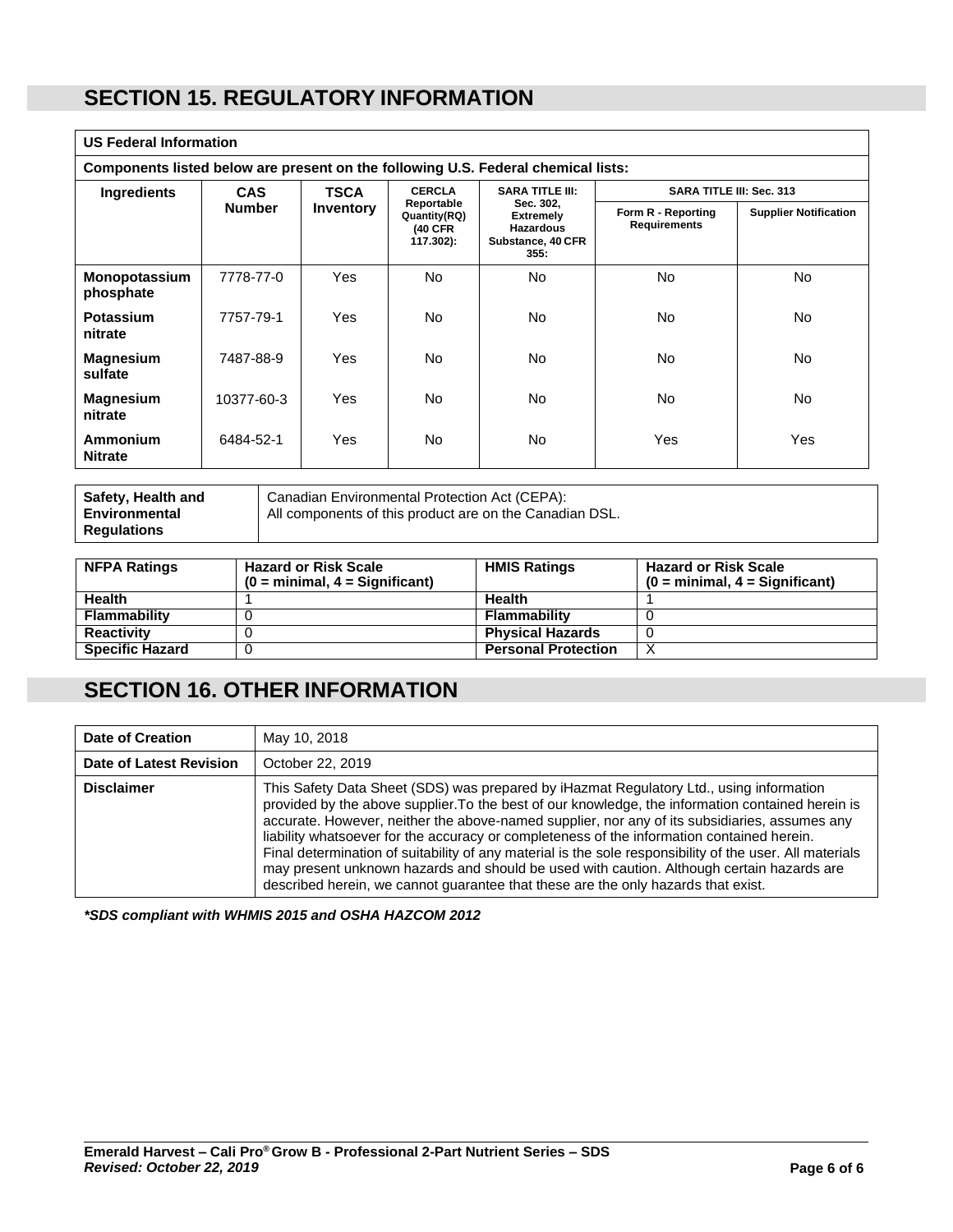## SECTION 15. REGULATORY INFORMATION

| US Federal Information | | | | | | |
|---|---|---|---|---|---|---|
| **Components listed below are present on the following U.S. Federal chemical lists:** | | | | | | |
| **Ingredients** | **CAS Number** | **TSCA Inventory** | **CERCLA Reportable Quantity(RQ) (40 CFR 117.302):** | **SARA TITLE III: Sec. 302, Extremely Hazardous Substance, 40 CFR 355:** | **SARA TITLE III: Sec. 313** | |
| | | | | | **Form R - Reporting Requirements** | **Supplier Notification** |
| **Monopotassium phosphate** | 7778-77-0 | Yes | No | No | No | No |
| **Potassium nitrate** | 7757-79-1 | Yes | No | No | No | No |
| **Magnesium sulfate** | 7487-88-9 | Yes | No | No | No | No |
| **Magnesium nitrate** | 10377-60-3 | Yes | No | No | No | No |
| **Ammonium Nitrate** | 6484-52-1 | Yes | No | No | Yes | Yes |

| | |
|---|---|
| **Safety, Health and Environmental Regulations** | Canadian Environmental Protection Act (CEPA):<br>All components of this product are on the Canadian DSL. |

| NFPA Ratings | Hazard or Risk Scale (0 = minimal, 4 = Significant) | HMIS Ratings | Hazard or Risk Scale (0 = minimal, 4 = Significant) |
|---|---|---|---|
| **Health** | 1 | **Health** | 1 |
| **Flammability** | 0 | **Flammability** | 0 |
| **Reactivity** | 0 | **Physical Hazards** | 0 |
| **Specific Hazard** | 0 | **Personal Protection** | X |

## SECTION 16. OTHER INFORMATION

| | |
|---|---|
| **Date of Creation** | May 10, 2018 |
| **Date of Latest Revision** | October 22, 2019 |
| **Disclaimer** | This Safety Data Sheet (SDS) was prepared by iHazmat Regulatory Ltd., using information provided by the above supplier.To the best of our knowledge, the information contained herein is accurate. However, neither the above-named supplier, nor any of its subsidiaries, assumes any liability whatsoever for the accuracy or completeness of the information contained herein. Final determination of suitability of any material is the sole responsibility of the user. All materials may present unknown hazards and should be used with caution. Although certain hazards are described herein, we cannot guarantee that these are the only hazards that exist. |

***SDS compliant with WHMIS 2015 and OSHA HAZCOM 2012***